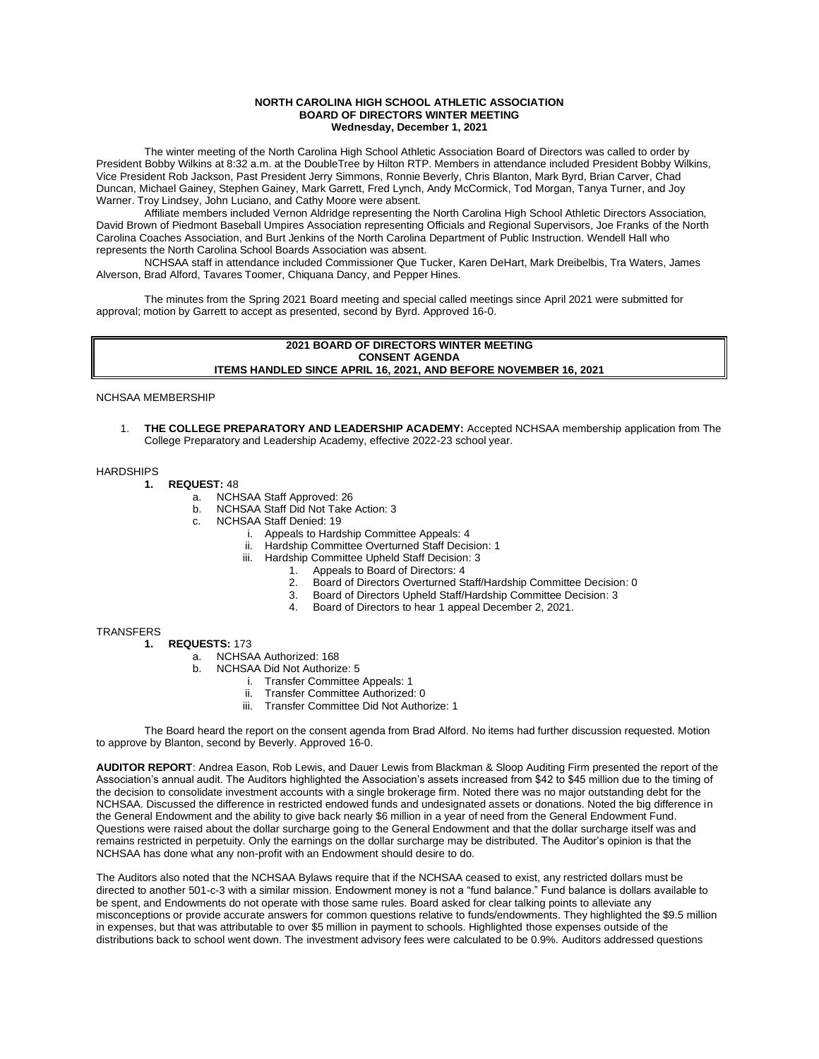**NORTH CAROLINA HIGH SCHOOL ATHLETIC ASSOCIATION**
**BOARD OF DIRECTORS WINTER MEETING**
**Wednesday, December 1, 2021**

The winter meeting of the North Carolina High School Athletic Association Board of Directors was called to order by President Bobby Wilkins at 8:32 a.m. at the DoubleTree by Hilton RTP. Members in attendance included President Bobby Wilkins, Vice President Rob Jackson, Past President Jerry Simmons, Ronnie Beverly, Chris Blanton, Mark Byrd, Brian Carver, Chad Duncan, Michael Gainey, Stephen Gainey, Mark Garrett, Fred Lynch, Andy McCormick, Tod Morgan, Tanya Turner, and Joy Warner. Troy Lindsey, John Luciano, and Cathy Moore were absent.

Affiliate members included Vernon Aldridge representing the North Carolina High School Athletic Directors Association, David Brown of Piedmont Baseball Umpires Association representing Officials and Regional Supervisors, Joe Franks of the North Carolina Coaches Association, and Burt Jenkins of the North Carolina Department of Public Instruction. Wendell Hall who represents the North Carolina School Boards Association was absent.

NCHSAA staff in attendance included Commissioner Que Tucker, Karen DeHart, Mark Dreibelbis, Tra Waters, James Alverson, Brad Alford, Tavares Toomer, Chiquana Dancy, and Pepper Hines.

The minutes from the Spring 2021 Board meeting and special called meetings since April 2021 were submitted for approval; motion by Garrett to accept as presented, second by Byrd. Approved 16-0.

**2021 BOARD OF DIRECTORS WINTER MEETING**
**CONSENT AGENDA**
**ITEMS HANDLED SINCE APRIL 16, 2021, AND BEFORE NOVEMBER 16, 2021**

NCHSAA MEMBERSHIP

1. **THE COLLEGE PREPARATORY AND LEADERSHIP ACADEMY:** Accepted NCHSAA membership application from The College Preparatory and Leadership Academy, effective 2022-23 school year.

HARDSHIPS

1. **REQUEST:** 48
   a. NCHSAA Staff Approved: 26
   b. NCHSAA Staff Did Not Take Action: 3
   c. NCHSAA Staff Denied: 19
      i. Appeals to Hardship Committee Appeals: 4
      ii. Hardship Committee Overturned Staff Decision: 1
      iii. Hardship Committee Upheld Staff Decision: 3
         1. Appeals to Board of Directors: 4
         2. Board of Directors Overturned Staff/Hardship Committee Decision: 0
         3. Board of Directors Upheld Staff/Hardship Committee Decision: 3
         4. Board of Directors to hear 1 appeal December 2, 2021.

TRANSFERS

1. **REQUESTS:** 173
   a. NCHSAA Authorized: 168
   b. NCHSAA Did Not Authorize: 5
      i. Transfer Committee Appeals: 1
      ii. Transfer Committee Authorized: 0
      iii. Transfer Committee Did Not Authorize: 1

The Board heard the report on the consent agenda from Brad Alford. No items had further discussion requested. Motion to approve by Blanton, second by Beverly. Approved 16-0.

**AUDITOR REPORT**: Andrea Eason, Rob Lewis, and Dauer Lewis from Blackman & Sloop Auditing Firm presented the report of the Association's annual audit. The Auditors highlighted the Association's assets increased from $42 to $45 million due to the timing of the decision to consolidate investment accounts with a single brokerage firm. Noted there was no major outstanding debt for the NCHSAA. Discussed the difference in restricted endowed funds and undesignated assets or donations. Noted the big difference in the General Endowment and the ability to give back nearly $6 million in a year of need from the General Endowment Fund. Questions were raised about the dollar surcharge going to the General Endowment and that the dollar surcharge itself was and remains restricted in perpetuity. Only the earnings on the dollar surcharge may be distributed. The Auditor's opinion is that the NCHSAA has done what any non-profit with an Endowment should desire to do.

The Auditors also noted that the NCHSAA Bylaws require that if the NCHSAA ceased to exist, any restricted dollars must be directed to another 501-c-3 with a similar mission. Endowment money is not a "fund balance." Fund balance is dollars available to be spent, and Endowments do not operate with those same rules. Board asked for clear talking points to alleviate any misconceptions or provide accurate answers for common questions relative to funds/endowments. They highlighted the $9.5 million in expenses, but that was attributable to over $5 million in payment to schools. Highlighted those expenses outside of the distributions back to school went down. The investment advisory fees were calculated to be 0.9%. Auditors addressed questions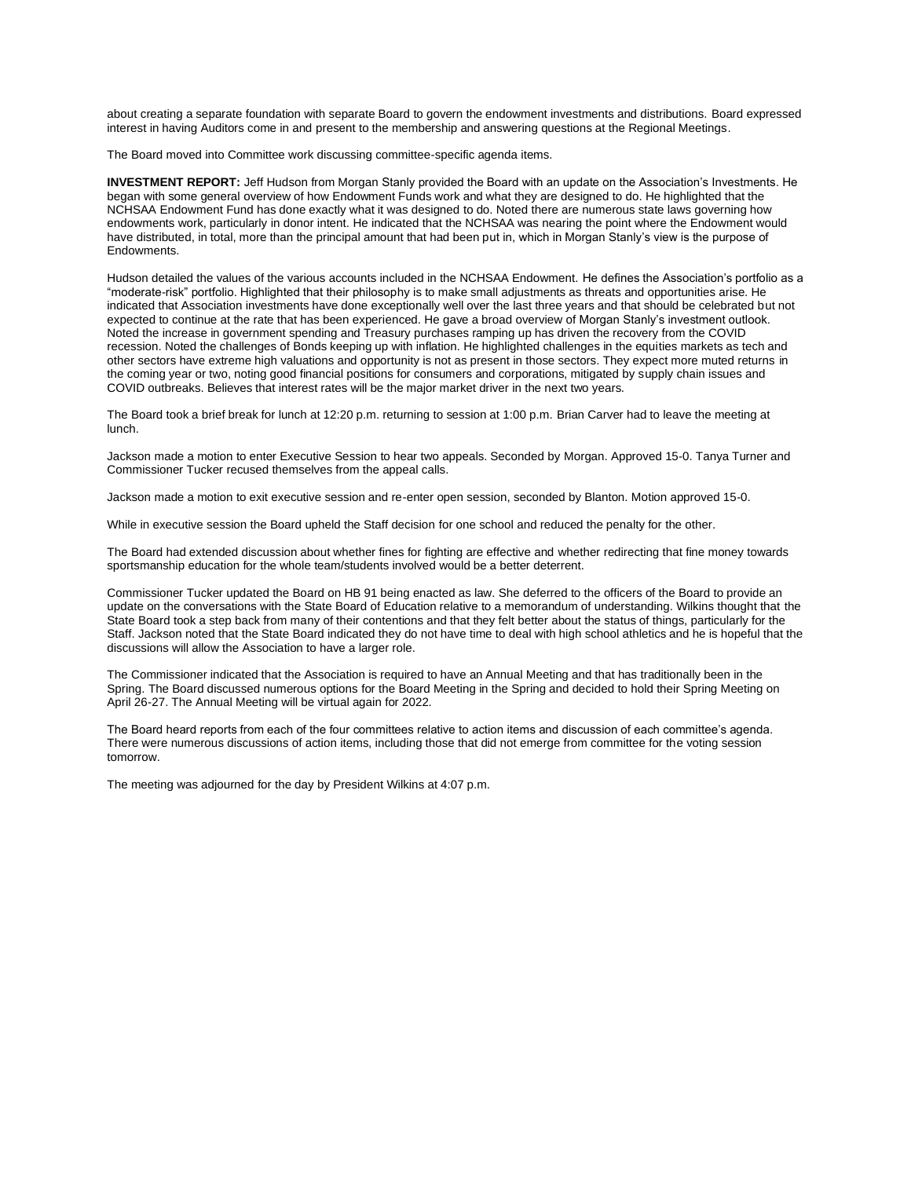about creating a separate foundation with separate Board to govern the endowment investments and distributions. Board expressed interest in having Auditors come in and present to the membership and answering questions at the Regional Meetings.

The Board moved into Committee work discussing committee-specific agenda items.

**INVESTMENT REPORT:** Jeff Hudson from Morgan Stanly provided the Board with an update on the Association's Investments. He began with some general overview of how Endowment Funds work and what they are designed to do. He highlighted that the NCHSAA Endowment Fund has done exactly what it was designed to do. Noted there are numerous state laws governing how endowments work, particularly in donor intent. He indicated that the NCHSAA was nearing the point where the Endowment would have distributed, in total, more than the principal amount that had been put in, which in Morgan Stanly's view is the purpose of Endowments.

Hudson detailed the values of the various accounts included in the NCHSAA Endowment. He defines the Association's portfolio as a "moderate-risk" portfolio. Highlighted that their philosophy is to make small adjustments as threats and opportunities arise. He indicated that Association investments have done exceptionally well over the last three years and that should be celebrated but not expected to continue at the rate that has been experienced. He gave a broad overview of Morgan Stanly's investment outlook. Noted the increase in government spending and Treasury purchases ramping up has driven the recovery from the COVID recession. Noted the challenges of Bonds keeping up with inflation. He highlighted challenges in the equities markets as tech and other sectors have extreme high valuations and opportunity is not as present in those sectors. They expect more muted returns in the coming year or two, noting good financial positions for consumers and corporations, mitigated by supply chain issues and COVID outbreaks. Believes that interest rates will be the major market driver in the next two years.

The Board took a brief break for lunch at 12:20 p.m. returning to session at 1:00 p.m. Brian Carver had to leave the meeting at lunch.

Jackson made a motion to enter Executive Session to hear two appeals. Seconded by Morgan. Approved 15-0. Tanya Turner and Commissioner Tucker recused themselves from the appeal calls.

Jackson made a motion to exit executive session and re-enter open session, seconded by Blanton. Motion approved 15-0.

While in executive session the Board upheld the Staff decision for one school and reduced the penalty for the other.

The Board had extended discussion about whether fines for fighting are effective and whether redirecting that fine money towards sportsmanship education for the whole team/students involved would be a better deterrent.

Commissioner Tucker updated the Board on HB 91 being enacted as law. She deferred to the officers of the Board to provide an update on the conversations with the State Board of Education relative to a memorandum of understanding. Wilkins thought that the State Board took a step back from many of their contentions and that they felt better about the status of things, particularly for the Staff. Jackson noted that the State Board indicated they do not have time to deal with high school athletics and he is hopeful that the discussions will allow the Association to have a larger role.

The Commissioner indicated that the Association is required to have an Annual Meeting and that has traditionally been in the Spring. The Board discussed numerous options for the Board Meeting in the Spring and decided to hold their Spring Meeting on April 26-27. The Annual Meeting will be virtual again for 2022.

The Board heard reports from each of the four committees relative to action items and discussion of each committee's agenda. There were numerous discussions of action items, including those that did not emerge from committee for the voting session tomorrow.

The meeting was adjourned for the day by President Wilkins at 4:07 p.m.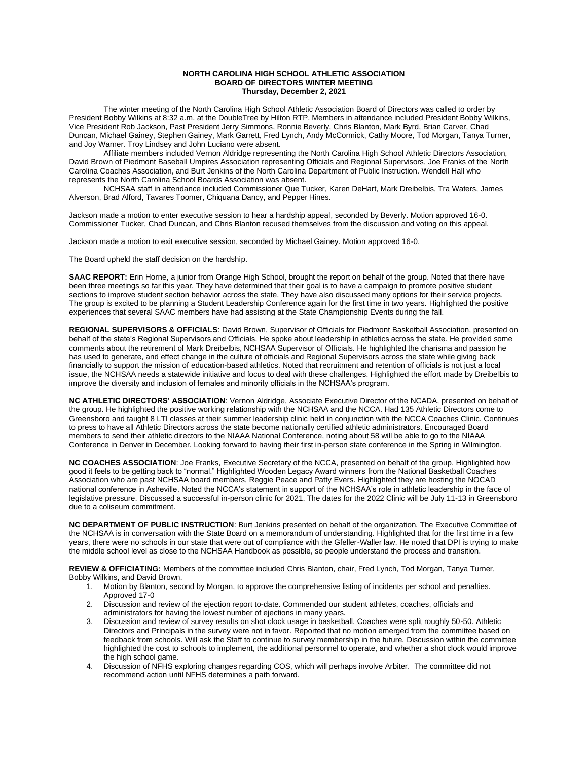**NORTH CAROLINA HIGH SCHOOL ATHLETIC ASSOCIATION**
**BOARD OF DIRECTORS WINTER MEETING**
**Thursday, December 2, 2021**

The winter meeting of the North Carolina High School Athletic Association Board of Directors was called to order by President Bobby Wilkins at 8:32 a.m. at the DoubleTree by Hilton RTP. Members in attendance included President Bobby Wilkins, Vice President Rob Jackson, Past President Jerry Simmons, Ronnie Beverly, Chris Blanton, Mark Byrd, Brian Carver, Chad Duncan, Michael Gainey, Stephen Gainey, Mark Garrett, Fred Lynch, Andy McCormick, Cathy Moore, Tod Morgan, Tanya Turner, and Joy Warner. Troy Lindsey and John Luciano were absent.

Affiliate members included Vernon Aldridge representing the North Carolina High School Athletic Directors Association, David Brown of Piedmont Baseball Umpires Association representing Officials and Regional Supervisors, Joe Franks of the North Carolina Coaches Association, and Burt Jenkins of the North Carolina Department of Public Instruction. Wendell Hall who represents the North Carolina School Boards Association was absent.

NCHSAA staff in attendance included Commissioner Que Tucker, Karen DeHart, Mark Dreibelbis, Tra Waters, James Alverson, Brad Alford, Tavares Toomer, Chiquana Dancy, and Pepper Hines.

Jackson made a motion to enter executive session to hear a hardship appeal, seconded by Beverly. Motion approved 16-0. Commissioner Tucker, Chad Duncan, and Chris Blanton recused themselves from the discussion and voting on this appeal.

Jackson made a motion to exit executive session, seconded by Michael Gainey. Motion approved 16-0.

The Board upheld the staff decision on the hardship.

**SAAC REPORT:** Erin Horne, a junior from Orange High School, brought the report on behalf of the group. Noted that there have been three meetings so far this year. They have determined that their goal is to have a campaign to promote positive student sections to improve student section behavior across the state. They have also discussed many options for their service projects. The group is excited to be planning a Student Leadership Conference again for the first time in two years. Highlighted the positive experiences that several SAAC members have had assisting at the State Championship Events during the fall.

**REGIONAL SUPERVISORS & OFFICIALS**: David Brown, Supervisor of Officials for Piedmont Basketball Association, presented on behalf of the state's Regional Supervisors and Officials. He spoke about leadership in athletics across the state. He provided some comments about the retirement of Mark Dreibelbis, NCHSAA Supervisor of Officials. He highlighted the charisma and passion he has used to generate, and effect change in the culture of officials and Regional Supervisors across the state while giving back financially to support the mission of education-based athletics. Noted that recruitment and retention of officials is not just a local issue, the NCHSAA needs a statewide initiative and focus to deal with these challenges. Highlighted the effort made by Dreibelbis to improve the diversity and inclusion of females and minority officials in the NCHSAA's program.

**NC ATHLETIC DIRECTORS' ASSOCIATION**: Vernon Aldridge, Associate Executive Director of the NCADA, presented on behalf of the group. He highlighted the positive working relationship with the NCHSAA and the NCCA. Had 135 Athletic Directors come to Greensboro and taught 8 LTI classes at their summer leadership clinic held in conjunction with the NCCA Coaches Clinic. Continues to press to have all Athletic Directors across the state become nationally certified athletic administrators. Encouraged Board members to send their athletic directors to the NIAAA National Conference, noting about 58 will be able to go to the NIAAA Conference in Denver in December. Looking forward to having their first in-person state conference in the Spring in Wilmington.

**NC COACHES ASSOCIATION**: Joe Franks, Executive Secretary of the NCCA, presented on behalf of the group. Highlighted how good it feels to be getting back to "normal." Highlighted Wooden Legacy Award winners from the National Basketball Coaches Association who are past NCHSAA board members, Reggie Peace and Patty Evers. Highlighted they are hosting the NOCAD national conference in Asheville. Noted the NCCA's statement in support of the NCHSAA's role in athletic leadership in the face of legislative pressure. Discussed a successful in-person clinic for 2021. The dates for the 2022 Clinic will be July 11-13 in Greensboro due to a coliseum commitment.

**NC DEPARTMENT OF PUBLIC INSTRUCTION**: Burt Jenkins presented on behalf of the organization. The Executive Committee of the NCHSAA is in conversation with the State Board on a memorandum of understanding. Highlighted that for the first time in a few years, there were no schools in our state that were out of compliance with the Gfeller-Waller law. He noted that DPI is trying to make the middle school level as close to the NCHSAA Handbook as possible, so people understand the process and transition.

**REVIEW & OFFICIATING:** Members of the committee included Chris Blanton, chair, Fred Lynch, Tod Morgan, Tanya Turner, Bobby Wilkins, and David Brown.

1. Motion by Blanton, second by Morgan, to approve the comprehensive listing of incidents per school and penalties. Approved 17-0
2. Discussion and review of the ejection report to-date. Commended our student athletes, coaches, officials and administrators for having the lowest number of ejections in many years.
3. Discussion and review of survey results on shot clock usage in basketball. Coaches were split roughly 50-50. Athletic Directors and Principals in the survey were not in favor. Reported that no motion emerged from the committee based on feedback from schools. Will ask the Staff to continue to survey membership in the future. Discussion within the committee highlighted the cost to schools to implement, the additional personnel to operate, and whether a shot clock would improve the high school game.
4. Discussion of NFHS exploring changes regarding COS, which will perhaps involve Arbiter. The committee did not recommend action until NFHS determines a path forward.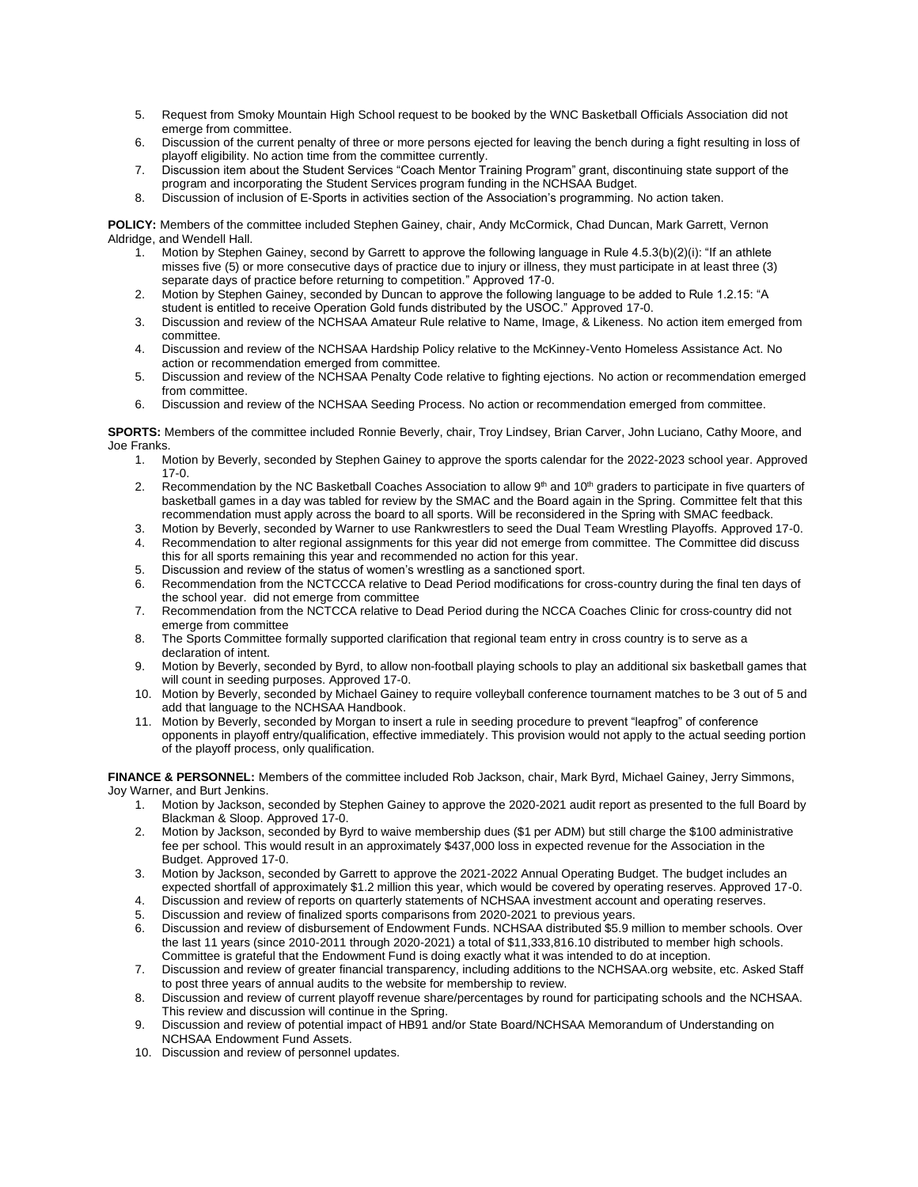5. Request from Smoky Mountain High School request to be booked by the WNC Basketball Officials Association did not emerge from committee.
6. Discussion of the current penalty of three or more persons ejected for leaving the bench during a fight resulting in loss of playoff eligibility. No action time from the committee currently.
7. Discussion item about the Student Services "Coach Mentor Training Program" grant, discontinuing state support of the program and incorporating the Student Services program funding in the NCHSAA Budget.
8. Discussion of inclusion of E-Sports in activities section of the Association's programming. No action taken.

**POLICY:** Members of the committee included Stephen Gainey, chair, Andy McCormick, Chad Duncan, Mark Garrett, Vernon Aldridge, and Wendell Hall.

1. Motion by Stephen Gainey, second by Garrett to approve the following language in Rule 4.5.3(b)(2)(i): "If an athlete misses five (5) or more consecutive days of practice due to injury or illness, they must participate in at least three (3) separate days of practice before returning to competition." Approved 17-0.
2. Motion by Stephen Gainey, seconded by Duncan to approve the following language to be added to Rule 1.2.15: "A student is entitled to receive Operation Gold funds distributed by the USOC." Approved 17-0.
3. Discussion and review of the NCHSAA Amateur Rule relative to Name, Image, & Likeness. No action item emerged from committee.
4. Discussion and review of the NCHSAA Hardship Policy relative to the McKinney-Vento Homeless Assistance Act. No action or recommendation emerged from committee.
5. Discussion and review of the NCHSAA Penalty Code relative to fighting ejections. No action or recommendation emerged from committee.
6. Discussion and review of the NCHSAA Seeding Process. No action or recommendation emerged from committee.

**SPORTS:** Members of the committee included Ronnie Beverly, chair, Troy Lindsey, Brian Carver, John Luciano, Cathy Moore, and Joe Franks.

1. Motion by Beverly, seconded by Stephen Gainey to approve the sports calendar for the 2022-2023 school year. Approved 17-0.
2. Recommendation by the NC Basketball Coaches Association to allow 9th and 10th graders to participate in five quarters of basketball games in a day was tabled for review by the SMAC and the Board again in the Spring. Committee felt that this recommendation must apply across the board to all sports. Will be reconsidered in the Spring with SMAC feedback.
3. Motion by Beverly, seconded by Warner to use Rankwrestlers to seed the Dual Team Wrestling Playoffs. Approved 17-0.
4. Recommendation to alter regional assignments for this year did not emerge from committee. The Committee did discuss this for all sports remaining this year and recommended no action for this year.
5. Discussion and review of the status of women's wrestling as a sanctioned sport.
6. Recommendation from the NCTCCCA relative to Dead Period modifications for cross-country during the final ten days of the school year. did not emerge from committee
7. Recommendation from the NCTCCA relative to Dead Period during the NCCA Coaches Clinic for cross-country did not emerge from committee
8. The Sports Committee formally supported clarification that regional team entry in cross country is to serve as a declaration of intent.
9. Motion by Beverly, seconded by Byrd, to allow non-football playing schools to play an additional six basketball games that will count in seeding purposes. Approved 17-0.
10. Motion by Beverly, seconded by Michael Gainey to require volleyball conference tournament matches to be 3 out of 5 and add that language to the NCHSAA Handbook.
11. Motion by Beverly, seconded by Morgan to insert a rule in seeding procedure to prevent "leapfrog" of conference opponents in playoff entry/qualification, effective immediately. This provision would not apply to the actual seeding portion of the playoff process, only qualification.

**FINANCE & PERSONNEL:** Members of the committee included Rob Jackson, chair, Mark Byrd, Michael Gainey, Jerry Simmons, Joy Warner, and Burt Jenkins.

1. Motion by Jackson, seconded by Stephen Gainey to approve the 2020-2021 audit report as presented to the full Board by Blackman & Sloop. Approved 17-0.
2. Motion by Jackson, seconded by Byrd to waive membership dues ($1 per ADM) but still charge the $100 administrative fee per school. This would result in an approximately $437,000 loss in expected revenue for the Association in the Budget. Approved 17-0.
3. Motion by Jackson, seconded by Garrett to approve the 2021-2022 Annual Operating Budget. The budget includes an expected shortfall of approximately $1.2 million this year, which would be covered by operating reserves. Approved 17-0.
4. Discussion and review of reports on quarterly statements of NCHSAA investment account and operating reserves.
5. Discussion and review of finalized sports comparisons from 2020-2021 to previous years.
6. Discussion and review of disbursement of Endowment Funds. NCHSAA distributed $5.9 million to member schools. Over the last 11 years (since 2010-2011 through 2020-2021) a total of $11,333,816.10 distributed to member high schools. Committee is grateful that the Endowment Fund is doing exactly what it was intended to do at inception.
7. Discussion and review of greater financial transparency, including additions to the NCHSAA.org website, etc. Asked Staff to post three years of annual audits to the website for membership to review.
8. Discussion and review of current playoff revenue share/percentages by round for participating schools and the NCHSAA. This review and discussion will continue in the Spring.
9. Discussion and review of potential impact of HB91 and/or State Board/NCHSAA Memorandum of Understanding on NCHSAA Endowment Fund Assets.
10. Discussion and review of personnel updates.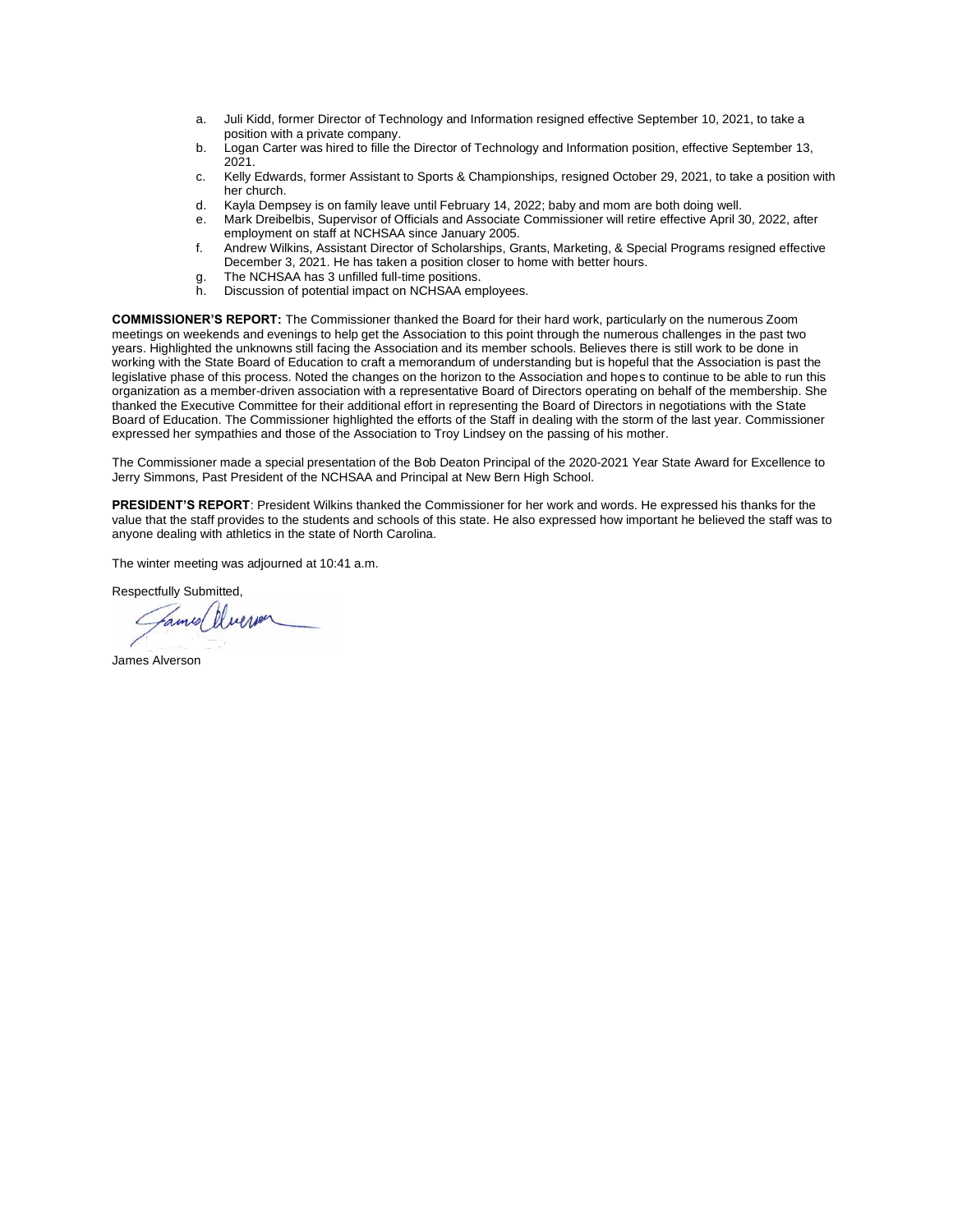a. Juli Kidd, former Director of Technology and Information resigned effective September 10, 2021, to take a position with a private company.
b. Logan Carter was hired to fille the Director of Technology and Information position, effective September 13, 2021.
c. Kelly Edwards, former Assistant to Sports & Championships, resigned October 29, 2021, to take a position with her church.
d. Kayla Dempsey is on family leave until February 14, 2022; baby and mom are both doing well.
e. Mark Dreibelbis, Supervisor of Officials and Associate Commissioner will retire effective April 30, 2022, after employment on staff at NCHSAA since January 2005.
f. Andrew Wilkins, Assistant Director of Scholarships, Grants, Marketing, & Special Programs resigned effective December 3, 2021. He has taken a position closer to home with better hours.
g. The NCHSAA has 3 unfilled full-time positions.
h. Discussion of potential impact on NCHSAA employees.

**COMMISSIONER'S REPORT:** The Commissioner thanked the Board for their hard work, particularly on the numerous Zoom meetings on weekends and evenings to help get the Association to this point through the numerous challenges in the past two years. Highlighted the unknowns still facing the Association and its member schools. Believes there is still work to be done in working with the State Board of Education to craft a memorandum of understanding but is hopeful that the Association is past the legislative phase of this process. Noted the changes on the horizon to the Association and hopes to continue to be able to run this organization as a member-driven association with a representative Board of Directors operating on behalf of the membership. She thanked the Executive Committee for their additional effort in representing the Board of Directors in negotiations with the State Board of Education. The Commissioner highlighted the efforts of the Staff in dealing with the storm of the last year. Commissioner expressed her sympathies and those of the Association to Troy Lindsey on the passing of his mother.

The Commissioner made a special presentation of the Bob Deaton Principal of the 2020-2021 Year State Award for Excellence to Jerry Simmons, Past President of the NCHSAA and Principal at New Bern High School.

**PRESIDENT'S REPORT**: President Wilkins thanked the Commissioner for her work and words. He expressed his thanks for the value that the staff provides to the students and schools of this state. He also expressed how important he believed the staff was to anyone dealing with athletics in the state of North Carolina.

The winter meeting was adjourned at 10:41 a.m.

Respectfully Submitted,

James Alverson